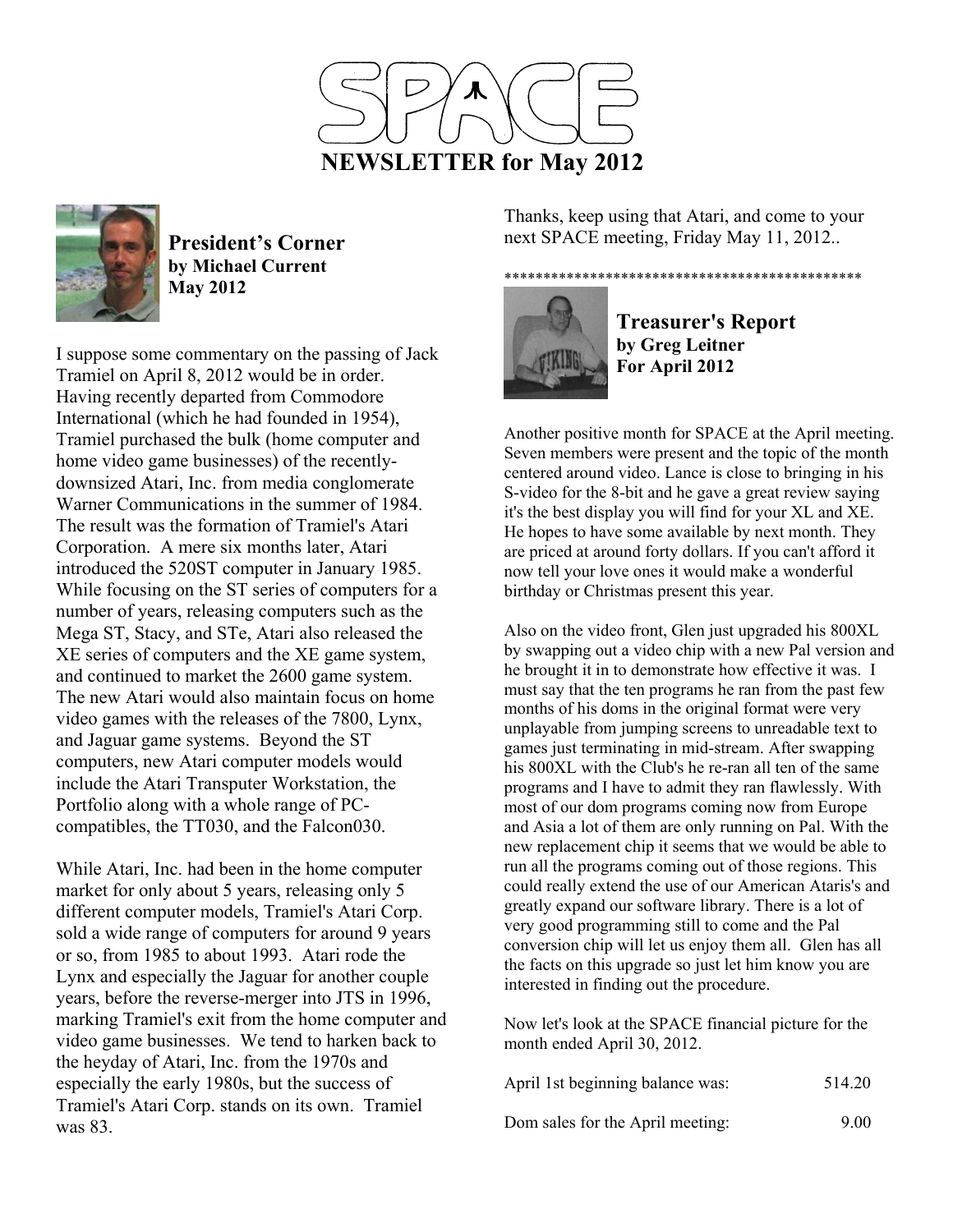# SPACE

## NEWSLETTER for May 2012

### President's Corner
**by Michael Current**
**May 2012**

I suppose some commentary on the passing of Jack Tramiel on April 8, 2012 would be in order. Having recently departed from Commodore International (which he had founded in 1954), Tramiel purchased the bulk (home computer and home video game businesses) of the recently-downsized Atari, Inc. from media conglomerate Warner Communications in the summer of 1984. The result was the formation of Tramiel's Atari Corporation. A mere six months later, Atari introduced the 520ST computer in January 1985. While focusing on the ST series of computers for a number of years, releasing computers such as the Mega ST, Stacy, and STe, Atari also released the XE series of computers and the XE game system, and continued to market the 2600 game system. The new Atari would also maintain focus on home video games with the releases of the 7800, Lynx, and Jaguar game systems. Beyond the ST computers, new Atari computer models would include the Atari Transputer Workstation, the Portfolio along with a whole range of PC-compatibles, the TT030, and the Falcon030.

While Atari, Inc. had been in the home computer market for only about 5 years, releasing only 5 different computer models, Tramiel's Atari Corp. sold a wide range of computers for around 9 years or so, from 1985 to about 1993. Atari rode the Lynx and especially the Jaguar for another couple years, before the reverse-merger into JTS in 1996, marking Tramiel's exit from the home computer and video game businesses. We tend to harken back to the heyday of Atari, Inc. from the 1970s and especially the early 1980s, but the success of Tramiel's Atari Corp. stands on its own. Tramiel was 83.

Thanks, keep using that Atari, and come to your next SPACE meeting, Friday May 11, 2012..

**********************************************

### Treasurer's Report
**by Greg Leitner**
**For April 2012**

Another positive month for SPACE at the April meeting. Seven members were present and the topic of the month centered around video. Lance is close to bringing in his S-video for the 8-bit and he gave a great review saying it's the best display you will find for your XL and XE. He hopes to have some available by next month. They are priced at around forty dollars. If you can't afford it now tell your love ones it would make a wonderful birthday or Christmas present this year.

Also on the video front, Glen just upgraded his 800XL by swapping out a video chip with a new Pal version and he brought it in to demonstrate how effective it was. I must say that the ten programs he ran from the past few months of his doms in the original format were very unplayable from jumping screens to unreadable text to games just terminating in mid-stream. After swapping his 800XL with the Club's he re-ran all ten of the same programs and I have to admit they ran flawlessly. With most of our dom programs coming now from Europe and Asia a lot of them are only running on Pal. With the new replacement chip it seems that we would be able to run all the programs coming out of those regions. This could really extend the use of our American Ataris's and greatly expand our software library. There is a lot of very good programming still to come and the Pal conversion chip will let us enjoy them all. Glen has all the facts on this upgrade so just let him know you are interested in finding out the procedure.

Now let's look at the SPACE financial picture for the month ended April 30, 2012.

| | |
|---|---|
| April 1st beginning balance was: | 514.20 |
| Dom sales for the April meeting: | 9.00 |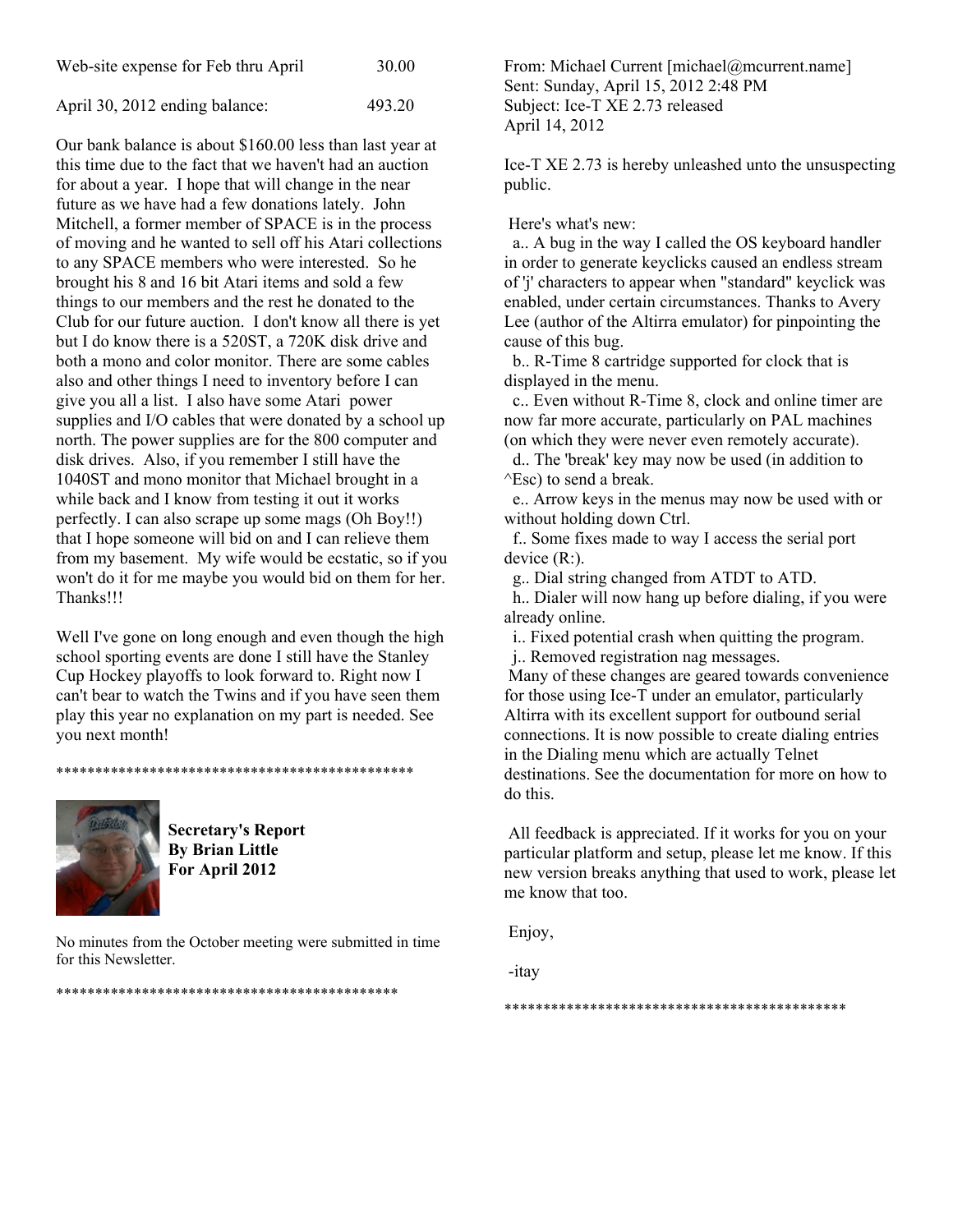| | |
|---|---|
| Web-site expense for Feb thru April | 30.00 |
| April 30, 2012 ending balance: | 493.20 |

Our bank balance is about $160.00 less than last year at this time due to the fact that we haven't had an auction for about a year. I hope that will change in the near future as we have had a few donations lately. John Mitchell, a former member of SPACE is in the process of moving and he wanted to sell off his Atari collections to any SPACE members who were interested. So he brought his 8 and 16 bit Atari items and sold a few things to our members and the rest he donated to the Club for our future auction. I don't know all there is yet but I do know there is a 520ST, a 720K disk drive and both a mono and color monitor. There are some cables also and other things I need to inventory before I can give you all a list. I also have some Atari power supplies and I/O cables that were donated by a school up north. The power supplies are for the 800 computer and disk drives. Also, if you remember I still have the 1040ST and mono monitor that Michael brought in a while back and I know from testing it out it works perfectly. I can also scrape up some mags (Oh Boy!!) that I hope someone will bid on and I can relieve them from my basement. My wife would be ecstatic, so if you won't do it for me maybe you would bid on them for her. Thanks!!!

Well I've gone on long enough and even though the high school sporting events are done I still have the Stanley Cup Hockey playoffs to look forward to. Right now I can't bear to watch the Twins and if you have seen them play this year no explanation on my part is needed. See you next month!

**********************************************

**Secretary's Report**
**By Brian Little**
**For April 2012**

No minutes from the October meeting were submitted in time for this Newsletter.

********************************************

From: Michael Current [michael@mcurrent.name]
Sent: Sunday, April 15, 2012 2:48 PM
Subject: Ice-T XE 2.73 released
April 14, 2012

Ice-T XE 2.73 is hereby unleashed unto the unsuspecting public.

Here's what's new:

a.. A bug in the way I called the OS keyboard handler in order to generate keyclicks caused an endless stream of 'j' characters to appear when "standard" keyclick was enabled, under certain circumstances. Thanks to Avery Lee (author of the Altirra emulator) for pinpointing the cause of this bug.
b.. R-Time 8 cartridge supported for clock that is displayed in the menu.
c.. Even without R-Time 8, clock and online timer are now far more accurate, particularly on PAL machines (on which they were never even remotely accurate).
d.. The 'break' key may now be used (in addition to ^Esc) to send a break.
e.. Arrow keys in the menus may now be used with or without holding down Ctrl.
f.. Some fixes made to way I access the serial port device (R:).
g.. Dial string changed from ATDT to ATD.
h.. Dialer will now hang up before dialing, if you were already online.
i.. Fixed potential crash when quitting the program.
j.. Removed registration nag messages.

Many of these changes are geared towards convenience for those using Ice-T under an emulator, particularly Altirra with its excellent support for outbound serial connections. It is now possible to create dialing entries in the Dialing menu which are actually Telnet destinations. See the documentation for more on how to do this.

All feedback is appreciated. If it works for you on your particular platform and setup, please let me know. If this new version breaks anything that used to work, please let me know that too.

Enjoy,

-itay

********************************************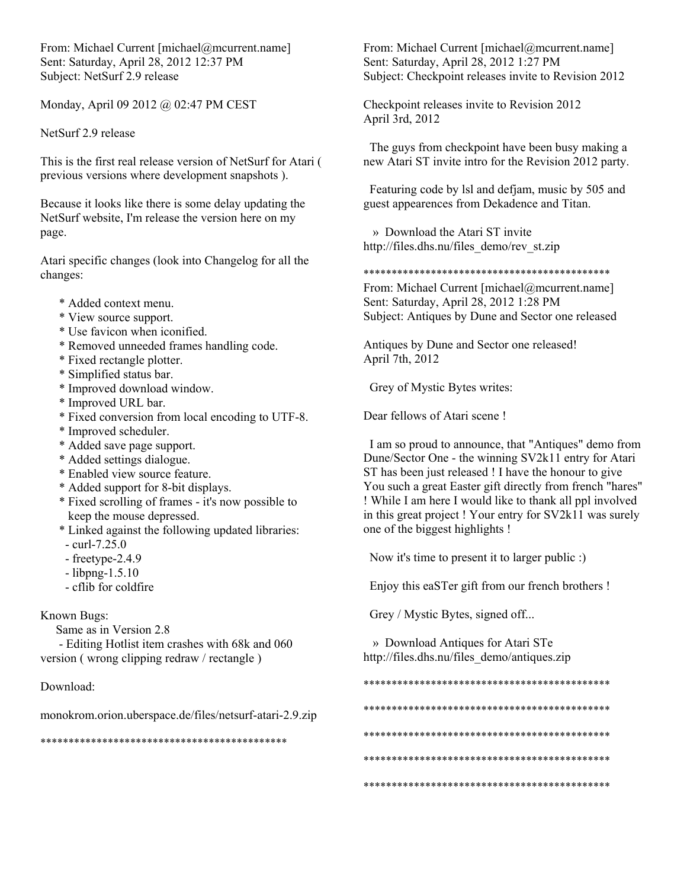From: Michael Current [michael@mcurrent.name]
Sent: Saturday, April 28, 2012 12:37 PM
Subject: NetSurf 2.9 release

Monday, April 09 2012 @ 02:47 PM CEST

NetSurf 2.9 release

This is the first real release version of NetSurf for Atari ( previous versions where development snapshots ).

Because it looks like there is some delay updating the NetSurf website, I'm release the version here on my page.

Atari specific changes (look into Changelog for all the changes:

* Added context menu.
* View source support.
* Use favicon when iconified.
* Removed unneeded frames handling code.
* Fixed rectangle plotter.
* Simplified status bar.
* Improved download window.
* Improved URL bar.
* Fixed conversion from local encoding to UTF-8.
* Improved scheduler.
* Added save page support.
* Added settings dialogue.
* Enabled view source feature.
* Added support for 8-bit displays.
* Fixed scrolling of frames - it's now possible to keep the mouse depressed.
* Linked against the following updated libraries:
  - curl-7.25.0
  - freetype-2.4.9
  - libpng-1.5.10
  - cflib for coldfire

Known Bugs:
Same as in Version 2.8
- Editing Hotlist item crashes with 68k and 060 version ( wrong clipping redraw / rectangle )

Download:

monokrom.orion.uberspace.de/files/netsurf-atari-2.9.zip

********************************************

From: Michael Current [michael@mcurrent.name]
Sent: Saturday, April 28, 2012 1:27 PM
Subject: Checkpoint releases invite to Revision 2012

Checkpoint releases invite to Revision 2012
April 3rd, 2012

The guys from checkpoint have been busy making a new Atari ST invite intro for the Revision 2012 party.

Featuring code by lsl and defjam, music by 505 and guest appearences from Dekadence and Titan.

» Download the Atari ST invite
http://files.dhs.nu/files_demo/rev_st.zip

********************************************

From: Michael Current [michael@mcurrent.name]
Sent: Saturday, April 28, 2012 1:28 PM
Subject: Antiques by Dune and Sector one released

Antiques by Dune and Sector one released!
April 7th, 2012

Grey of Mystic Bytes writes:

Dear fellows of Atari scene !

I am so proud to announce, that "Antiques" demo from Dune/Sector One - the winning SV2k11 entry for Atari ST has been just released ! I have the honour to give You such a great Easter gift directly from french "hares" ! While I am here I would like to thank all ppl involved in this great project ! Your entry for SV2k11 was surely one of the biggest highlights !

Now it's time to present it to larger public :)

Enjoy this eaSTer gift from our french brothers !

Grey / Mystic Bytes, signed off...

» Download Antiques for Atari STe
http://files.dhs.nu/files_demo/antiques.zip

********************************************

********************************************

********************************************

********************************************

********************************************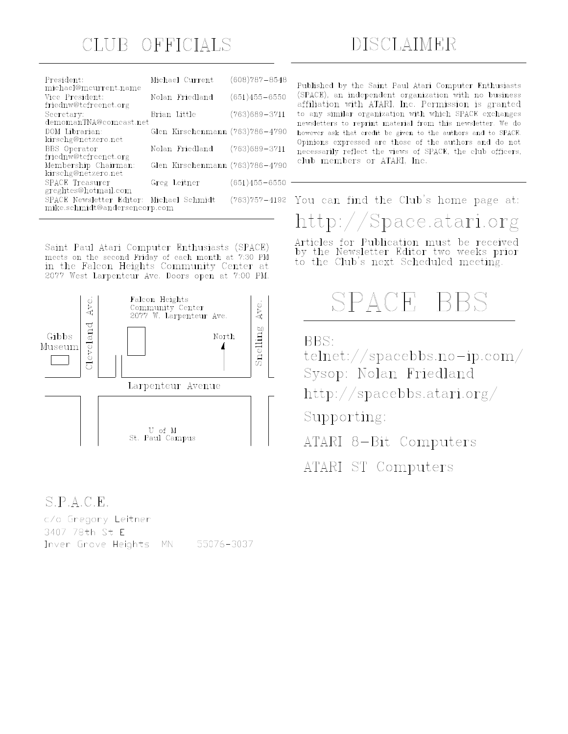# CLUB OFFICIALS

| | | |
|---|---|---|
| President: michael@mcurrent.name | Michael Current | (608)787-8548 |
| Vice President: friednw@tcfreenet.org | Nolan Friedland | (651)455-6550 |
| Secretary: demomanTNA@comcast.net | Brian Little | (763)689-3711 |
| DOM Librarian: kirschg@netzero.net | Glen Kirschenmann | (763)786-4790 |
| BBS Operator friednw@tcfreenet.org | Nolan Friedland | (763)689-3711 |
| Membership Chairman: kirschg@netzero.net | Glen Kirschenmann | (763)786-4790 |
| SPACE Treasurer greglites@hotmail.com | Greg Leitner | (651)455-6550 |
| SPACE Newsletter Editor: mike.schmidt@andersencorp.com | Michael Schmidt | (763)757-4192 |

Saint Paul Atari Computer Enthusiasts (SPACE) meets on the second Friday of each month at 7:30 PM in the Falcon Heights Community Center at 2077 West Larpenteur Ave. Doors open at 7:00 PM.

Falcon Heights Community Center 2077 W. Larpenteur Ave.

Gibbs Museum

Cleveland Ave.

Snelling Ave.

North

Larpenteur Avenue

U of M St. Paul Campus

S.P.A.C.E.

c/o Gregory Leitner

3407 78th St E

Inver Grove Heights MN 55076-3037

# DISCLAIMER

Published by the Saint Paul Atari Computer Enthusiasts (SPACE), an independent organization with no business affiliation with ATARI, Inc. Permission is granted to any similar organization with which SPACE exchanges newsletters to reprint material from this newsletter. We do however ask that credit be given to the authors and to SPACE. Opinions expressed are those of the authors and do not necessarily reflect the views of SPACE, the club officers, club members or ATARI, Inc.

You can find the Club's home page at:

http://Space.atari.org

Articles for Publication must be received by the Newsletter Editor two weeks prior to the Club's next Scheduled meeting.

# SPACE BBS

BBS:
telnet://spacebbs.no-ip.com/

Sysop: Nolan Friedland

http://spacebbs.atari.org/

Supporting:

ATARI 8-Bit Computers

ATARI ST Computers